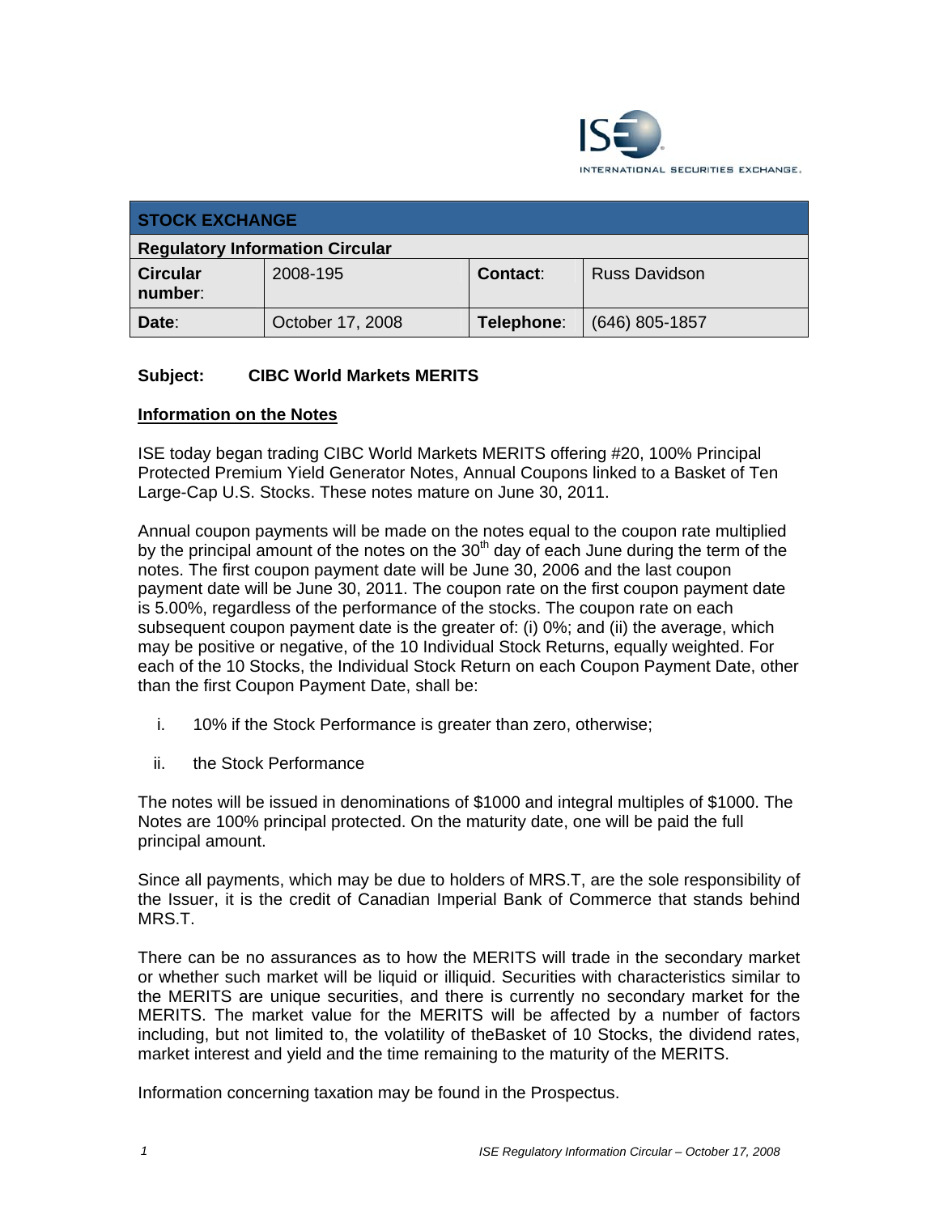INTERNATIONAL SECURITIES EXCHANGE.

| STOCK EXCHANGE | | | |
|---|---|---|---|
| **Regulatory Information Circular** | | | |
| **Circular number**: | 2008-195 | **Contact**: | Russ Davidson |
| **Date**: | October 17, 2008 | **Telephone**: | (646) 805-1857 |

**Subject: CIBC World Markets MERITS**

**Information on the Notes**

ISE today began trading CIBC World Markets MERITS offering #20, 100% Principal Protected Premium Yield Generator Notes, Annual Coupons linked to a Basket of Ten Large-Cap U.S. Stocks. These notes mature on June 30, 2011.

Annual coupon payments will be made on the notes equal to the coupon rate multiplied by the principal amount of the notes on the 30th day of each June during the term of the notes. The first coupon payment date will be June 30, 2006 and the last coupon payment date will be June 30, 2011. The coupon rate on the first coupon payment date is 5.00%, regardless of the performance of the stocks. The coupon rate on each subsequent coupon payment date is the greater of: (i) 0%; and (ii) the average, which may be positive or negative, of the 10 Individual Stock Returns, equally weighted. For each of the 10 Stocks, the Individual Stock Return on each Coupon Payment Date, other than the first Coupon Payment Date, shall be:

i. 10% if the Stock Performance is greater than zero, otherwise;

ii. the Stock Performance

The notes will be issued in denominations of $1000 and integral multiples of $1000. The Notes are 100% principal protected. On the maturity date, one will be paid the full principal amount.

Since all payments, which may be due to holders of MRS.T, are the sole responsibility of the Issuer, it is the credit of Canadian Imperial Bank of Commerce that stands behind MRS.T.

There can be no assurances as to how the MERITS will trade in the secondary market or whether such market will be liquid or illiquid. Securities with characteristics similar to the MERITS are unique securities, and there is currently no secondary market for the MERITS. The market value for the MERITS will be affected by a number of factors including, but not limited to, the volatility of theBasket of 10 Stocks, the dividend rates, market interest and yield and the time remaining to the maturity of the MERITS.

Information concerning taxation may be found in the Prospectus.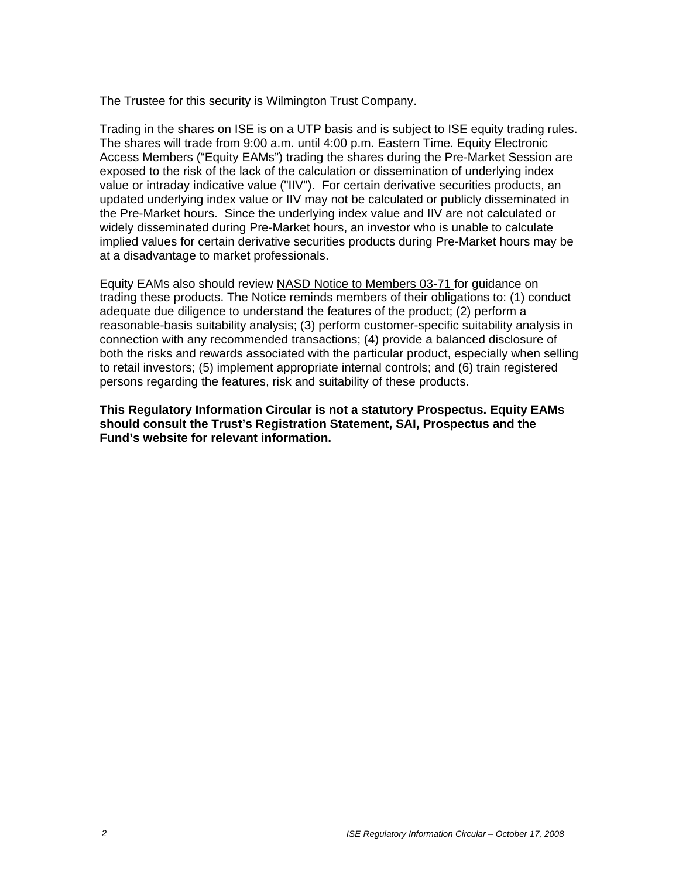The Trustee for this security is Wilmington Trust Company.

Trading in the shares on ISE is on a UTP basis and is subject to ISE equity trading rules. The shares will trade from 9:00 a.m. until 4:00 p.m. Eastern Time. Equity Electronic Access Members ("Equity EAMs") trading the shares during the Pre-Market Session are exposed to the risk of the lack of the calculation or dissemination of underlying index value or intraday indicative value ("IIV"). For certain derivative securities products, an updated underlying index value or IIV may not be calculated or publicly disseminated in the Pre-Market hours. Since the underlying index value and IIV are not calculated or widely disseminated during Pre-Market hours, an investor who is unable to calculate implied values for certain derivative securities products during Pre-Market hours may be at a disadvantage to market professionals.

Equity EAMs also should review NASD Notice to Members 03-71 for guidance on trading these products. The Notice reminds members of their obligations to: (1) conduct adequate due diligence to understand the features of the product; (2) perform a reasonable-basis suitability analysis; (3) perform customer-specific suitability analysis in connection with any recommended transactions; (4) provide a balanced disclosure of both the risks and rewards associated with the particular product, especially when selling to retail investors; (5) implement appropriate internal controls; and (6) train registered persons regarding the features, risk and suitability of these products.

**This Regulatory Information Circular is not a statutory Prospectus. Equity EAMs should consult the Trust's Registration Statement, SAI, Prospectus and the Fund's website for relevant information.**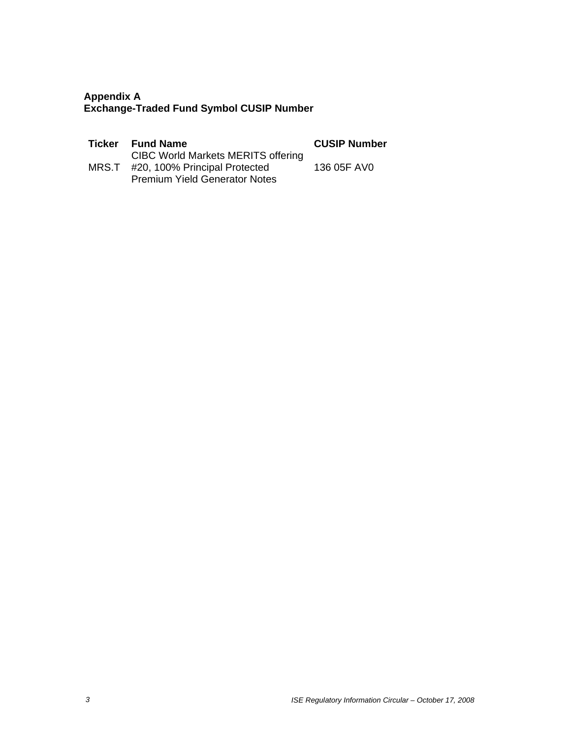**Appendix A**
**Exchange-Traded Fund Symbol CUSIP Number**

| Ticker | Fund Name | CUSIP Number |
|---|---|---|
| MRS.T | CIBC World Markets MERITS offering #20, 100% Principal Protected Premium Yield Generator Notes | 136 05F AV0 |